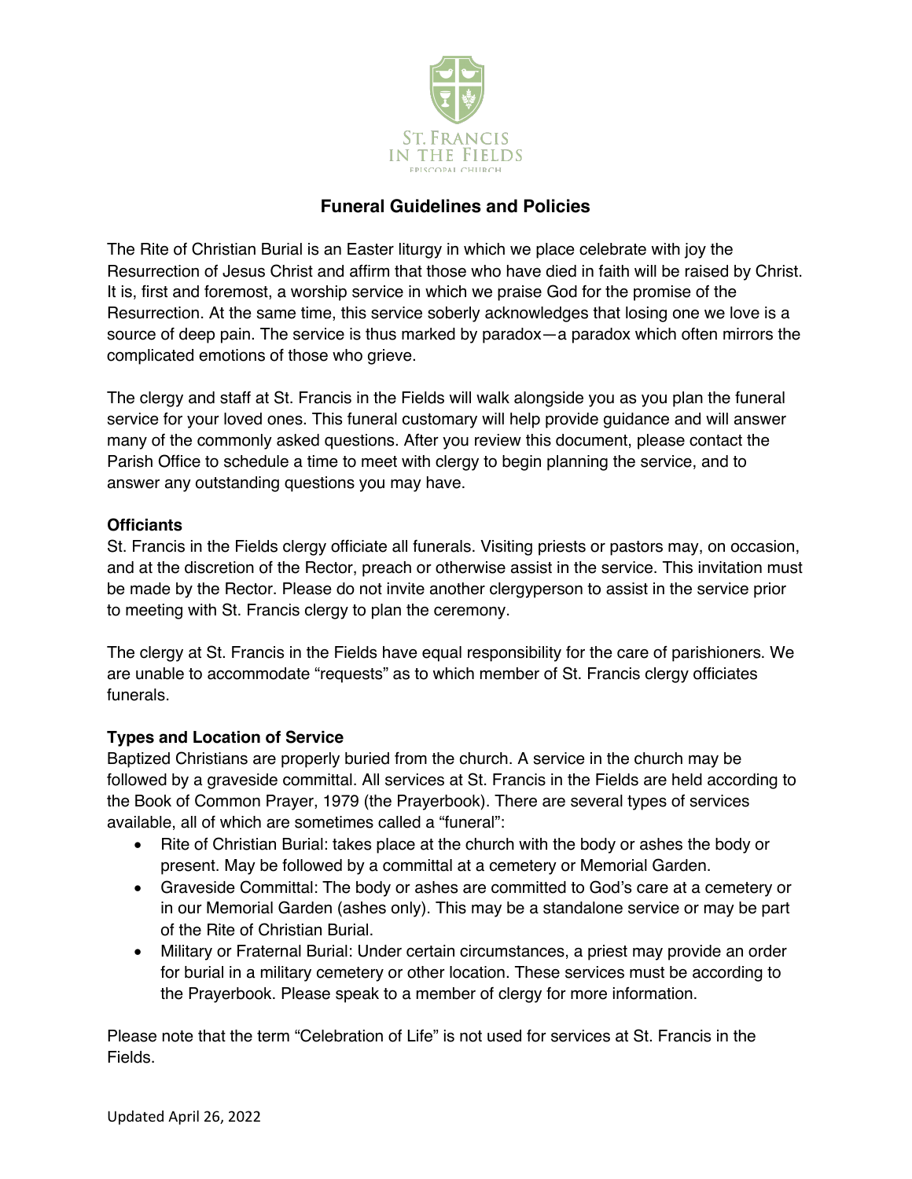St. Francis in the Fields

Episcopal Church

# Funeral Guidelines and Policies

The Rite of Christian Burial is an Easter liturgy in which we place celebrate with joy the Resurrection of Jesus Christ and affirm that those who have died in faith will be raised by Christ. It is, first and foremost, a worship service in which we praise God for the promise of the Resurrection. At the same time, this service soberly acknowledges that losing one we love is a source of deep pain. The service is thus marked by paradox—a paradox which often mirrors the complicated emotions of those who grieve.

The clergy and staff at St. Francis in the Fields will walk alongside you as you plan the funeral service for your loved ones. This funeral customary will help provide guidance and will answer many of the commonly asked questions. After you review this document, please contact the Parish Office to schedule a time to meet with clergy to begin planning the service, and to answer any outstanding questions you may have.

**Officiants**

St. Francis in the Fields clergy officiate all funerals. Visiting priests or pastors may, on occasion, and at the discretion of the Rector, preach or otherwise assist in the service. This invitation must be made by the Rector. Please do not invite another clergyperson to assist in the service prior to meeting with St. Francis clergy to plan the ceremony.

The clergy at St. Francis in the Fields have equal responsibility for the care of parishioners. We are unable to accommodate "requests" as to which member of St. Francis clergy officiates funerals.

**Types and Location of Service**

Baptized Christians are properly buried from the church. A service in the church may be followed by a graveside committal. All services at St. Francis in the Fields are held according to the Book of Common Prayer, 1979 (the Prayerbook). There are several types of services available, all of which are sometimes called a "funeral":

- Rite of Christian Burial: takes place at the church with the body or ashes the body or present. May be followed by a committal at a cemetery or Memorial Garden.
- Graveside Committal: The body or ashes are committed to God's care at a cemetery or in our Memorial Garden (ashes only). This may be a standalone service or may be part of the Rite of Christian Burial.
- Military or Fraternal Burial: Under certain circumstances, a priest may provide an order for burial in a military cemetery or other location. These services must be according to the Prayerbook. Please speak to a member of clergy for more information.

Please note that the term "Celebration of Life" is not used for services at St. Francis in the Fields.

Updated April 26, 2022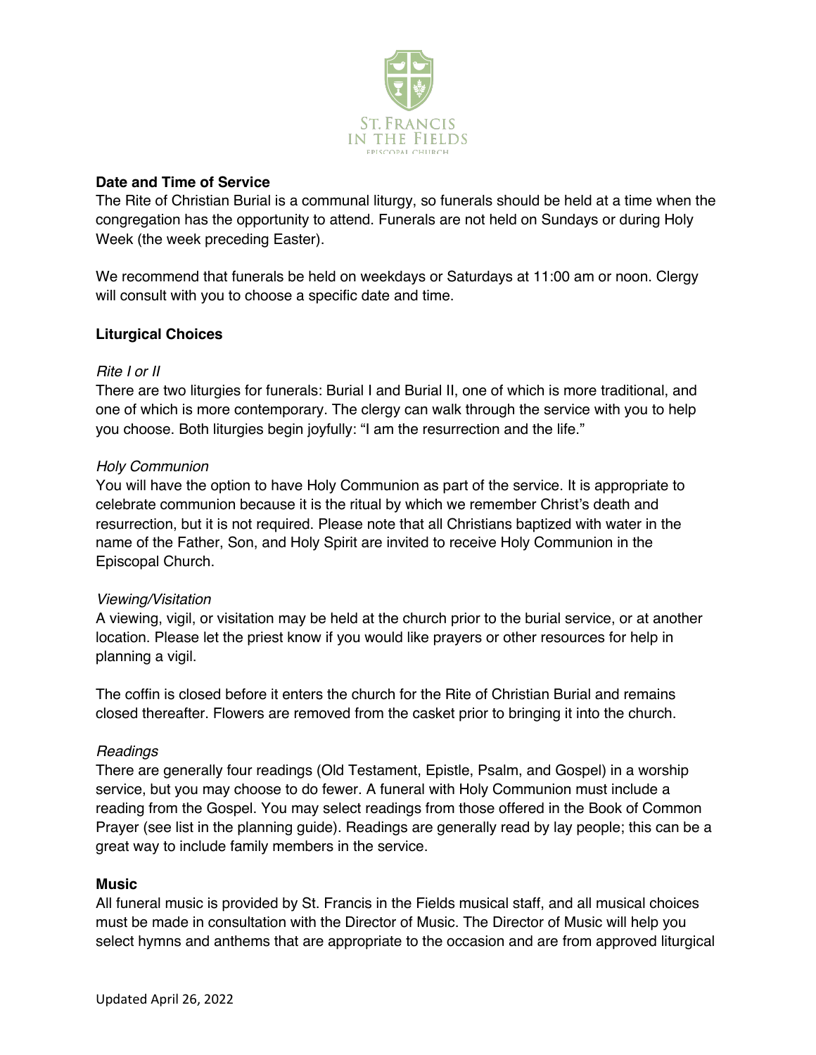**Date and Time of Service**

The Rite of Christian Burial is a communal liturgy, so funerals should be held at a time when the congregation has the opportunity to attend. Funerals are not held on Sundays or during Holy Week (the week preceding Easter).

We recommend that funerals be held on weekdays or Saturdays at 11:00 am or noon. Clergy will consult with you to choose a specific date and time.

**Liturgical Choices**

*Rite I or II*

There are two liturgies for funerals: Burial I and Burial II, one of which is more traditional, and one of which is more contemporary. The clergy can walk through the service with you to help you choose. Both liturgies begin joyfully: "I am the resurrection and the life."

*Holy Communion*

You will have the option to have Holy Communion as part of the service. It is appropriate to celebrate communion because it is the ritual by which we remember Christ's death and resurrection, but it is not required. Please note that all Christians baptized with water in the name of the Father, Son, and Holy Spirit are invited to receive Holy Communion in the Episcopal Church.

*Viewing/Visitation*

A viewing, vigil, or visitation may be held at the church prior to the burial service, or at another location. Please let the priest know if you would like prayers or other resources for help in planning a vigil.

The coffin is closed before it enters the church for the Rite of Christian Burial and remains closed thereafter. Flowers are removed from the casket prior to bringing it into the church.

*Readings*

There are generally four readings (Old Testament, Epistle, Psalm, and Gospel) in a worship service, but you may choose to do fewer. A funeral with Holy Communion must include a reading from the Gospel. You may select readings from those offered in the Book of Common Prayer (see list in the planning guide). Readings are generally read by lay people; this can be a great way to include family members in the service.

**Music**

All funeral music is provided by St. Francis in the Fields musical staff, and all musical choices must be made in consultation with the Director of Music. The Director of Music will help you select hymns and anthems that are appropriate to the occasion and are from approved liturgical

Updated April 26, 2022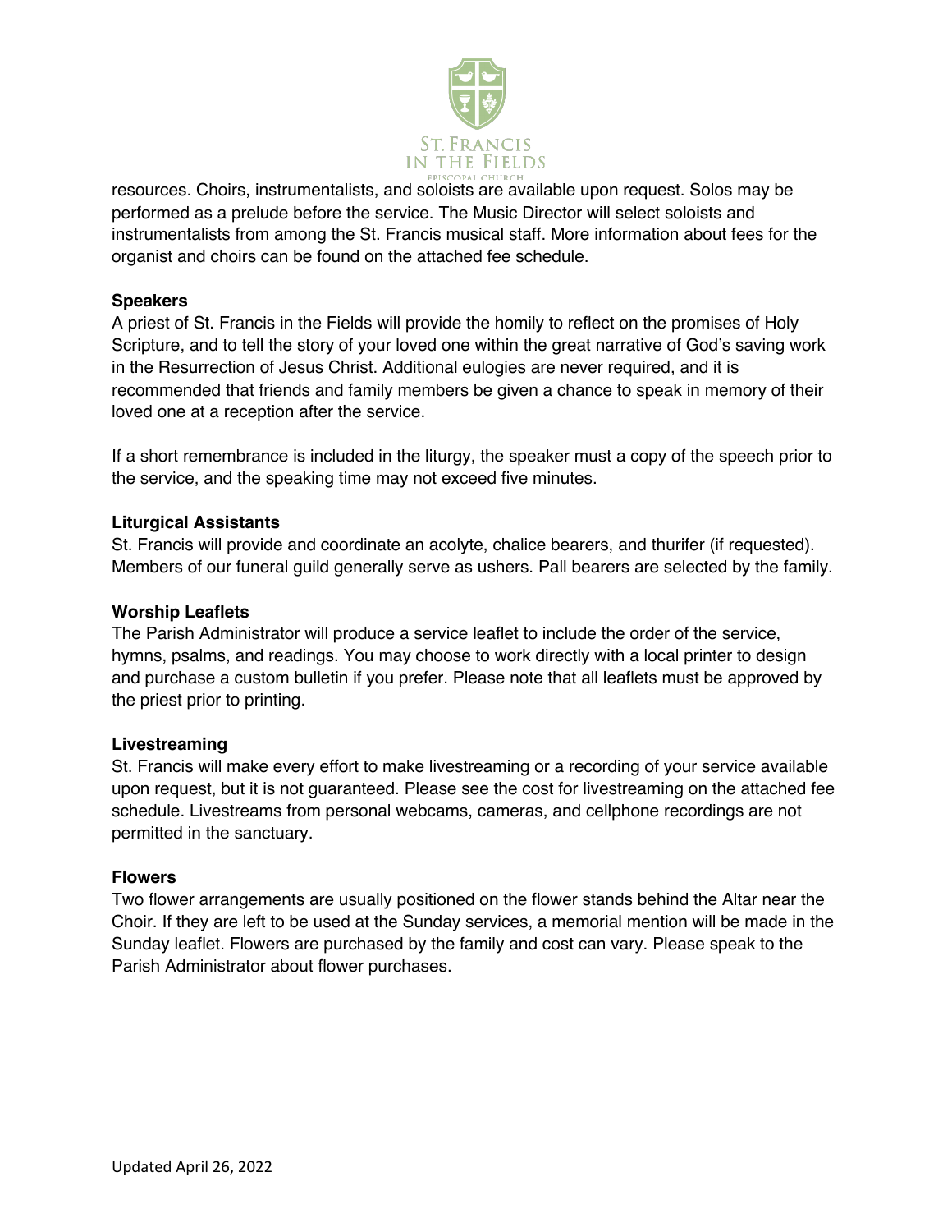resources. Choirs, instrumentalists, and soloists are available upon request. Solos may be performed as a prelude before the service. The Music Director will select soloists and instrumentalists from among the St. Francis musical staff. More information about fees for the organist and choirs can be found on the attached fee schedule.

**Speakers**

A priest of St. Francis in the Fields will provide the homily to reflect on the promises of Holy Scripture, and to tell the story of your loved one within the great narrative of God's saving work in the Resurrection of Jesus Christ. Additional eulogies are never required, and it is recommended that friends and family members be given a chance to speak in memory of their loved one at a reception after the service.

If a short remembrance is included in the liturgy, the speaker must a copy of the speech prior to the service, and the speaking time may not exceed five minutes.

**Liturgical Assistants**

St. Francis will provide and coordinate an acolyte, chalice bearers, and thurifer (if requested). Members of our funeral guild generally serve as ushers. Pall bearers are selected by the family.

**Worship Leaflets**

The Parish Administrator will produce a service leaflet to include the order of the service, hymns, psalms, and readings. You may choose to work directly with a local printer to design and purchase a custom bulletin if you prefer. Please note that all leaflets must be approved by the priest prior to printing.

**Livestreaming**

St. Francis will make every effort to make livestreaming or a recording of your service available upon request, but it is not guaranteed. Please see the cost for livestreaming on the attached fee schedule. Livestreams from personal webcams, cameras, and cellphone recordings are not permitted in the sanctuary.

**Flowers**

Two flower arrangements are usually positioned on the flower stands behind the Altar near the Choir. If they are left to be used at the Sunday services, a memorial mention will be made in the Sunday leaflet. Flowers are purchased by the family and cost can vary. Please speak to the Parish Administrator about flower purchases.

Updated April 26, 2022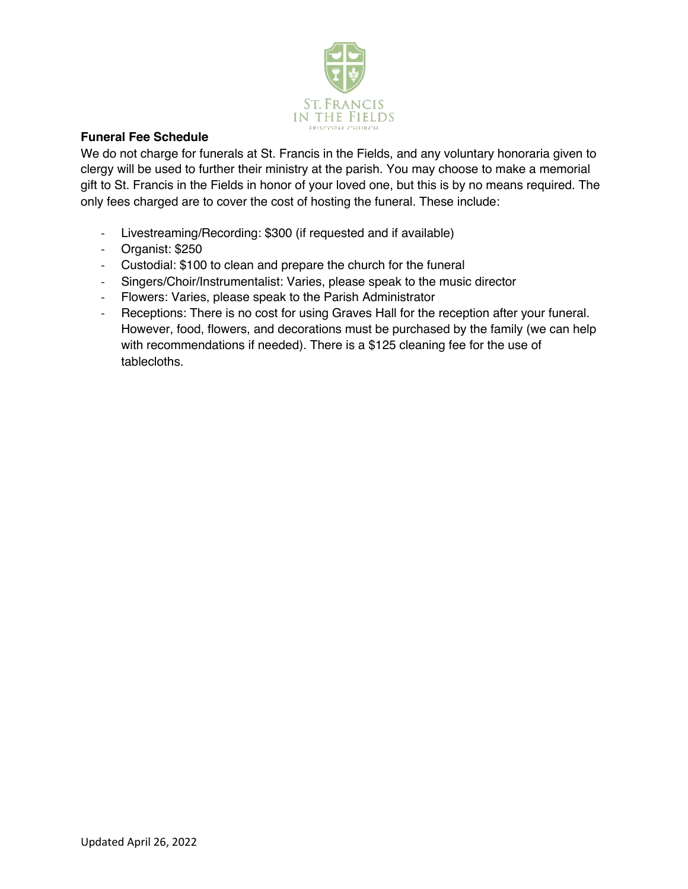**Funeral Fee Schedule**

We do not charge for funerals at St. Francis in the Fields, and any voluntary honoraria given to clergy will be used to further their ministry at the parish. You may choose to make a memorial gift to St. Francis in the Fields in honor of your loved one, but this is by no means required. The only fees charged are to cover the cost of hosting the funeral. These include:

- Livestreaming/Recording: $300 (if requested and if available)
- Organist: $250
- Custodial: $100 to clean and prepare the church for the funeral
- Singers/Choir/Instrumentalist: Varies, please speak to the music director
- Flowers: Varies, please speak to the Parish Administrator
- Receptions: There is no cost for using Graves Hall for the reception after your funeral. However, food, flowers, and decorations must be purchased by the family (we can help with recommendations if needed). There is a $125 cleaning fee for the use of tablecloths.

Updated April 26, 2022